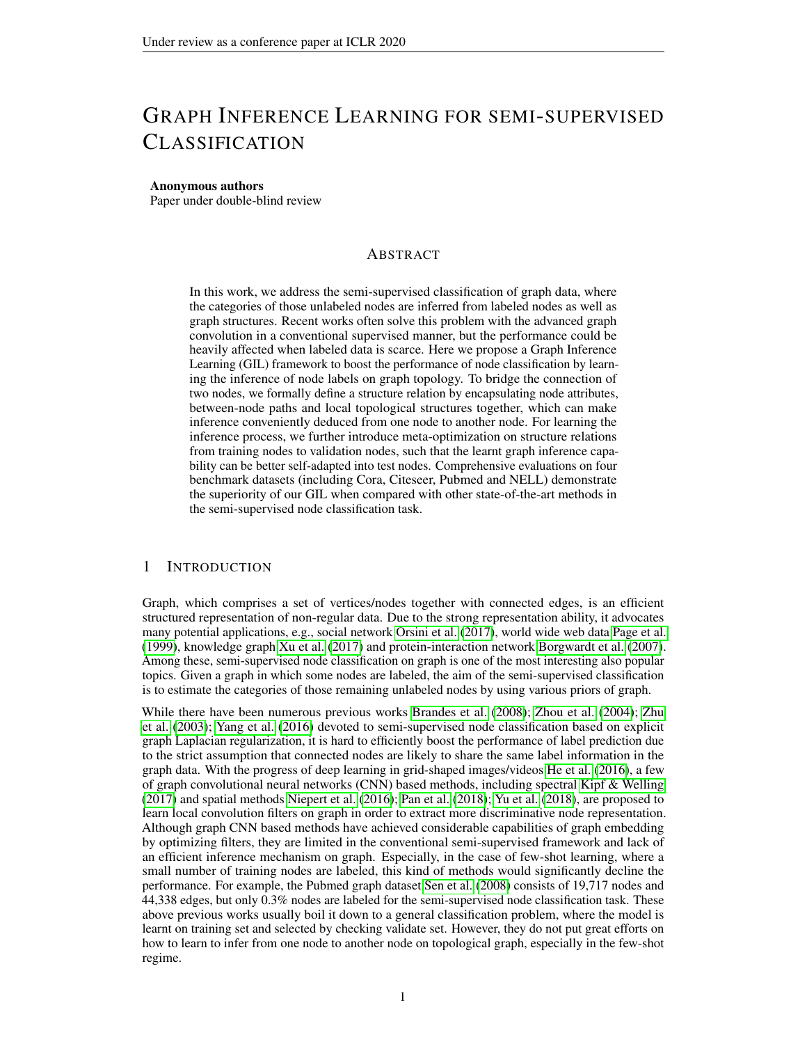# Graph Inference Learning for semi-supervised Classification

**Anonymous authors**
Paper under double-blind review

## Abstract

In this work, we address the semi-supervised classification of graph data, where the categories of those unlabeled nodes are inferred from labeled nodes as well as graph structures. Recent works often solve this problem with the advanced graph convolution in a conventional supervised manner, but the performance could be heavily affected when labeled data is scarce. Here we propose a Graph Inference Learning (GIL) framework to boost the performance of node classification by learning the inference of node labels on graph topology. To bridge the connection of two nodes, we formally define a structure relation by encapsulating node attributes, between-node paths and local topological structures together, which can make inference conveniently deduced from one node to another node. For learning the inference process, we further introduce meta-optimization on structure relations from training nodes to validation nodes, such that the learnt graph inference capability can be better self-adapted into test nodes. Comprehensive evaluations on four benchmark datasets (including Cora, Citeseer, Pubmed and NELL) demonstrate the superiority of our GIL when compared with other state-of-the-art methods in the semi-supervised node classification task.

## 1 Introduction

Graph, which comprises a set of vertices/nodes together with connected edges, is an efficient structured representation of non-regular data. Due to the strong representation ability, it advocates many potential applications, e.g., social network Orsini et al. (2017), world wide web data Page et al. (1999), knowledge graph Xu et al. (2017) and protein-interaction network Borgwardt et al. (2007). Among these, semi-supervised node classification on graph is one of the most interesting also popular topics. Given a graph in which some nodes are labeled, the aim of the semi-supervised classification is to estimate the categories of those remaining unlabeled nodes by using various priors of graph.

While there have been numerous previous works Brandes et al. (2008); Zhou et al. (2004); Zhu et al. (2003); Yang et al. (2016) devoted to semi-supervised node classification based on explicit graph Laplacian regularization, it is hard to efficiently boost the performance of label prediction due to the strict assumption that connected nodes are likely to share the same label information in the graph data. With the progress of deep learning in grid-shaped images/videos He et al. (2016), a few of graph convolutional neural networks (CNN) based methods, including spectral Kipf & Welling (2017) and spatial methods Niepert et al. (2016); Pan et al. (2018); Yu et al. (2018), are proposed to learn local convolution filters on graph in order to extract more discriminative node representation. Although graph CNN based methods have achieved considerable capabilities of graph embedding by optimizing filters, they are limited in the conventional semi-supervised framework and lack of an efficient inference mechanism on graph. Especially, in the case of few-shot learning, where a small number of training nodes are labeled, this kind of methods would significantly decline the performance. For example, the Pubmed graph dataset Sen et al. (2008) consists of 19,717 nodes and 44,338 edges, but only 0.3% nodes are labeled for the semi-supervised node classification task. These above previous works usually boil it down to a general classification problem, where the model is learnt on training set and selected by checking validate set. However, they do not put great efforts on how to learn to infer from one node to another node on topological graph, especially in the few-shot regime.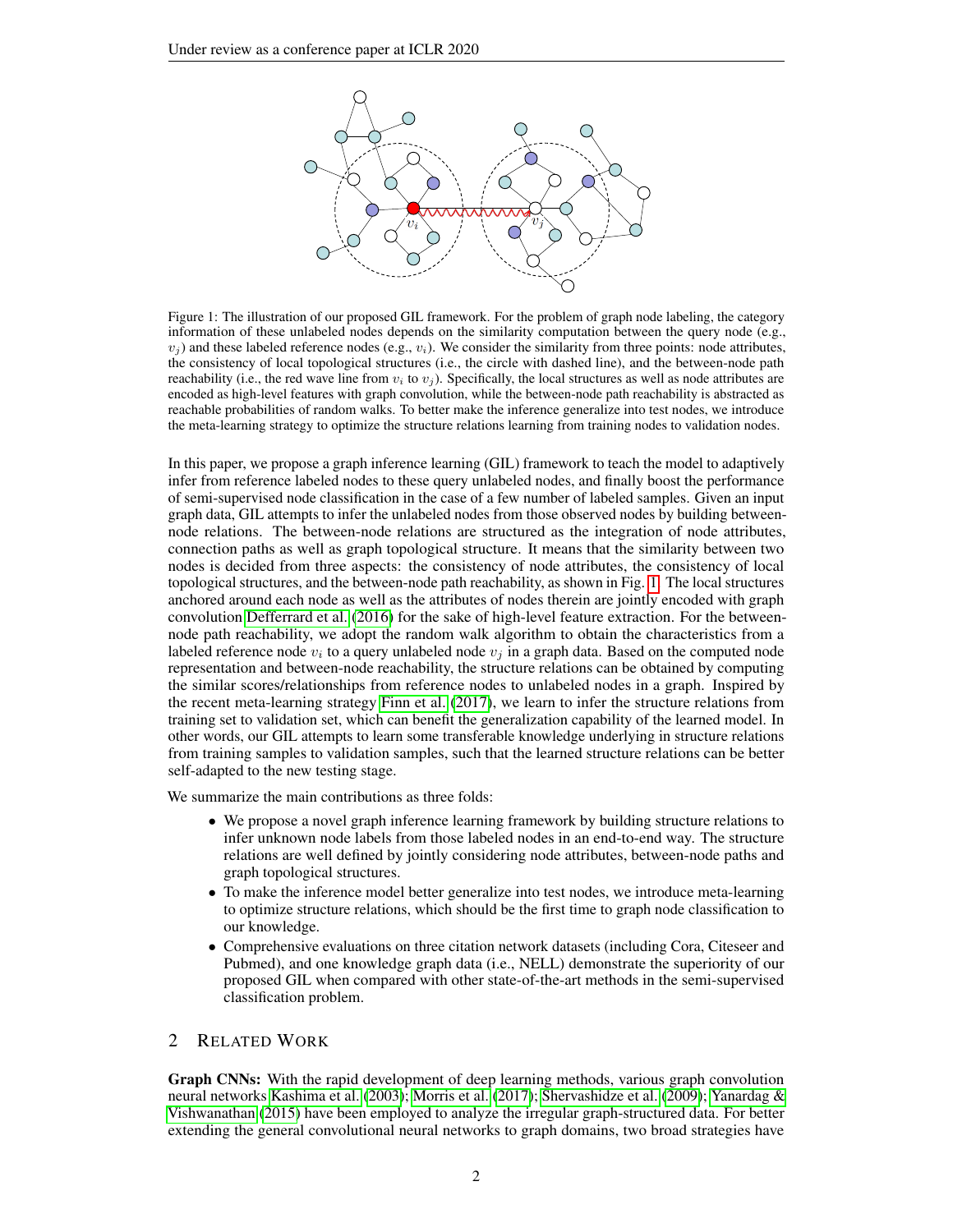Figure 1: The illustration of our proposed GIL framework. For the problem of graph node labeling, the category information of these unlabeled nodes depends on the similarity computation between the query node (e.g., $v_j$) and these labeled reference nodes (e.g., $v_i$). We consider the similarity from three points: node attributes, the consistency of local topological structures (i.e., the circle with dashed line), and the between-node path reachability (i.e., the red wave line from $v_i$ to $v_j$). Specifically, the local structures as well as node attributes are encoded as high-level features with graph convolution, while the between-node path reachability is abstracted as reachable probabilities of random walks. To better make the inference generalize into test nodes, we introduce the meta-learning strategy to optimize the structure relations learning from training nodes to validation nodes.

In this paper, we propose a graph inference learning (GIL) framework to teach the model to adaptively infer from reference labeled nodes to these query unlabeled nodes, and finally boost the performance of semi-supervised node classification in the case of a few number of labeled samples. Given an input graph data, GIL attempts to infer the unlabeled nodes from those observed nodes by building between-node relations. The between-node relations are structured as the integration of node attributes, connection paths as well as graph topological structure. It means that the similarity between two nodes is decided from three aspects: the consistency of node attributes, the consistency of local topological structures, and the between-node path reachability, as shown in Fig. 1. The local structures anchored around each node as well as the attributes of nodes therein are jointly encoded with graph convolution Defferrard et al. (2016) for the sake of high-level feature extraction. For the between-node path reachability, we adopt the random walk algorithm to obtain the characteristics from a labeled reference node $v_i$ to a query unlabeled node $v_j$ in a graph data. Based on the computed node representation and between-node reachability, the structure relations can be obtained by computing the similar scores/relationships from reference nodes to unlabeled nodes in a graph. Inspired by the recent meta-learning strategy Finn et al. (2017), we learn to infer the structure relations from training set to validation set, which can benefit the generalization capability of the learned model. In other words, our GIL attempts to learn some transferable knowledge underlying in structure relations from training samples to validation samples, such that the learned structure relations can be better self-adapted to the new testing stage.

We summarize the main contributions as three folds:

- We propose a novel graph inference learning framework by building structure relations to infer unknown node labels from those labeled nodes in an end-to-end way. The structure relations are well defined by jointly considering node attributes, between-node paths and graph topological structures.
- To make the inference model better generalize into test nodes, we introduce meta-learning to optimize structure relations, which should be the first time to graph node classification to our knowledge.
- Comprehensive evaluations on three citation network datasets (including Cora, Citeseer and Pubmed), and one knowledge graph data (i.e., NELL) demonstrate the superiority of our proposed GIL when compared with other state-of-the-art methods in the semi-supervised classification problem.

## 2 Related Work

**Graph CNNs:** With the rapid development of deep learning methods, various graph convolution neural networks Kashima et al. (2003); Morris et al. (2017); Shervashidze et al. (2009); Yanardag & Vishwanathan (2015) have been employed to analyze the irregular graph-structured data. For better extending the general convolutional neural networks to graph domains, two broad strategies have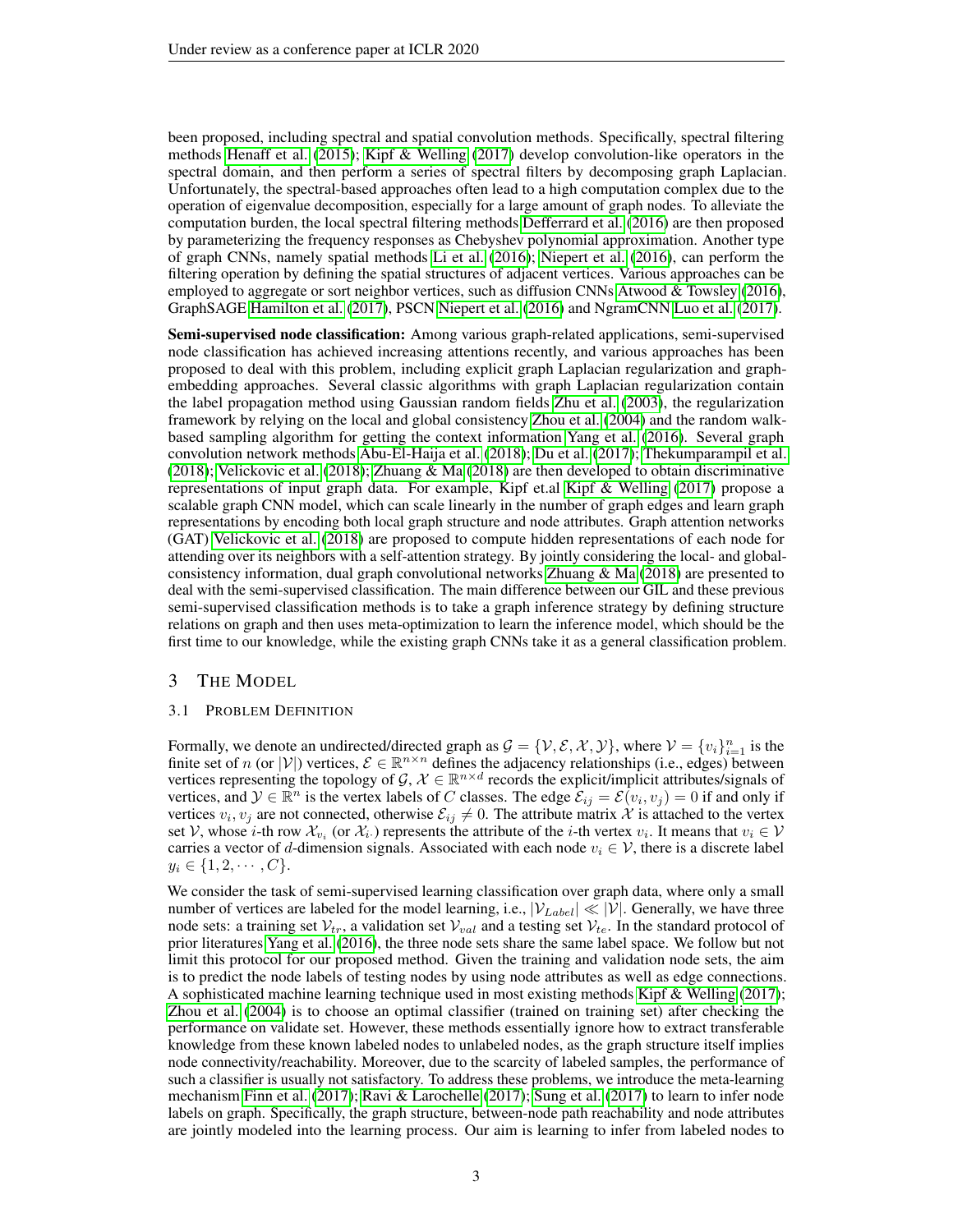been proposed, including spectral and spatial convolution methods. Specifically, spectral filtering methods Henaff et al. (2015); Kipf & Welling (2017) develop convolution-like operators in the spectral domain, and then perform a series of spectral filters by decomposing graph Laplacian. Unfortunately, the spectral-based approaches often lead to a high computation complex due to the operation of eigenvalue decomposition, especially for a large amount of graph nodes. To alleviate the computation burden, the local spectral filtering methods Defferrard et al. (2016) are then proposed by parameterizing the frequency responses as Chebyshev polynomial approximation. Another type of graph CNNs, namely spatial methods Li et al. (2016); Niepert et al. (2016), can perform the filtering operation by defining the spatial structures of adjacent vertices. Various approaches can be employed to aggregate or sort neighbor vertices, such as diffusion CNNs Atwood & Towsley (2016), GraphSAGE Hamilton et al. (2017), PSCN Niepert et al. (2016) and NgramCNN Luo et al. (2017).

**Semi-supervised node classification:** Among various graph-related applications, semi-supervised node classification has achieved increasing attentions recently, and various approaches has been proposed to deal with this problem, including explicit graph Laplacian regularization and graph-embedding approaches. Several classic algorithms with graph Laplacian regularization contain the label propagation method using Gaussian random fields Zhu et al. (2003), the regularization framework by relying on the local and global consistency Zhou et al. (2004) and the random walk-based sampling algorithm for getting the context information Yang et al. (2016). Several graph convolution network methods Abu-El-Haija et al. (2018); Du et al. (2017); Thekumparampil et al. (2018); Velickovic et al. (2018); Zhuang & Ma (2018) are then developed to obtain discriminative representations of input graph data. For example, Kipf et.al Kipf & Welling (2017) propose a scalable graph CNN model, which can scale linearly in the number of graph edges and learn graph representations by encoding both local graph structure and node attributes. Graph attention networks (GAT) Velickovic et al. (2018) are proposed to compute hidden representations of each node for attending over its neighbors with a self-attention strategy. By jointly considering the local- and global-consistency information, dual graph convolutional networks Zhuang & Ma (2018) are presented to deal with the semi-supervised classification. The main difference between our GIL and these previous semi-supervised classification methods is to take a graph inference strategy by defining structure relations on graph and then uses meta-optimization to learn the inference model, which should be the first time to our knowledge, while the existing graph CNNs take it as a general classification problem.

## 3 The Model

### 3.1 Problem Definition

Formally, we denote an undirected/directed graph as $\mathcal{G} = \{\mathcal{V}, \mathcal{E}, \mathcal{X}, \mathcal{Y}\}$, where $\mathcal{V} = \{v_i\}_{i=1}^{n}$ is the finite set of $n$ (or $|\mathcal{V}|$) vertices, $\mathcal{E} \in \mathbb{R}^{n \times n}$ defines the adjacency relationships (i.e., edges) between vertices representing the topology of $\mathcal{G}$, $\mathcal{X} \in \mathbb{R}^{n \times d}$ records the explicit/implicit attributes/signals of vertices, and $\mathcal{Y} \in \mathbb{R}^{n}$ is the vertex labels of $C$ classes. The edge $\mathcal{E}_{ij} = \mathcal{E}(v_i, v_j) = 0$ if and only if vertices $v_i, v_j$ are not connected, otherwise $\mathcal{E}_{ij} \neq 0$. The attribute matrix $\mathcal{X}$ is attached to the vertex set $\mathcal{V}$, whose $i$-th row $\mathcal{X}_{v_i}$ (or $\mathcal{X}_{i\cdot}$) represents the attribute of the $i$-th vertex $v_i$. It means that $v_i \in \mathcal{V}$ carries a vector of $d$-dimension signals. Associated with each node $v_i \in \mathcal{V}$, there is a discrete label $y_i \in \{1, 2, \cdots, C\}$.

We consider the task of semi-supervised learning classification over graph data, where only a small number of vertices are labeled for the model learning, i.e., $|\mathcal{V}_{Label}| \ll |\mathcal{V}|$. Generally, we have three node sets: a training set $\mathcal{V}_{tr}$, a validation set $\mathcal{V}_{val}$ and a testing set $\mathcal{V}_{te}$. In the standard protocol of prior literatures Yang et al. (2016), the three node sets share the same label space. We follow but not limit this protocol for our proposed method. Given the training and validation node sets, the aim is to predict the node labels of testing nodes by using node attributes as well as edge connections. A sophisticated machine learning technique used in most existing methods Kipf & Welling (2017); Zhou et al. (2004) is to choose an optimal classifier (trained on training set) after checking the performance on validate set. However, these methods essentially ignore how to extract transferable knowledge from these known labeled nodes to unlabeled nodes, as the graph structure itself implies node connectivity/reachability. Moreover, due to the scarcity of labeled samples, the performance of such a classifier is usually not satisfactory. To address these problems, we introduce the meta-learning mechanism Finn et al. (2017); Ravi & Larochelle (2017); Sung et al. (2017) to learn to infer node labels on graph. Specifically, the graph structure, between-node path reachability and node attributes are jointly modeled into the learning process. Our aim is learning to infer from labeled nodes to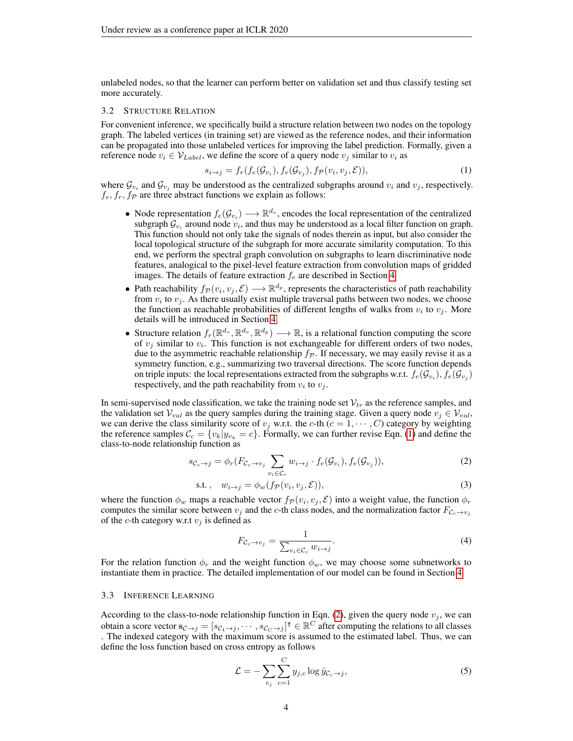unlabeled nodes, so that the learner can perform better on validation set and thus classify testing set more accurately.

### 3.2 Structure Relation

For convenient inference, we specifically build a structure relation between two nodes on the topology graph. The labeled vertices (in training set) are viewed as the reference nodes, and their information can be propagated into those unlabeled vertices for improving the label prediction. Formally, given a reference node $v_i \in \mathcal{V}_{Label}$, we define the score of a query node $v_j$ similar to $v_i$ as

$$s_{i \to j} = f_r(f_e(\mathcal{G}_{v_i}), f_e(\mathcal{G}_{v_j}), f_{\mathcal{P}}(v_i, v_j, \mathcal{E})), \tag{1}$$

where $\mathcal{G}_{v_i}$ and $\mathcal{G}_{v_j}$ may be understood as the centralized subgraphs around $v_i$ and $v_j$, respectively. $f_e, f_r, f_{\mathcal{P}}$ are three abstract functions we explain as follows:

- Node representation $f_e(\mathcal{G}_{v_i}) \longrightarrow \mathbb{R}^{d_v}$, encodes the local representation of the centralized subgraph $\mathcal{G}_{v_i}$ around node $v_i$, and thus may be understood as a local filter function on graph. This function should not only take the signals of nodes therein as input, but also consider the local topological structure of the subgraph for more accurate similarity computation. To this end, we perform the spectral graph convolution on subgraphs to learn discriminative node features, analogical to the pixel-level feature extraction from convolution maps of gridded images. The details of feature extraction $f_e$ are described in Section 4.
- Path reachability $f_{\mathcal{P}}(v_i, v_j, \mathcal{E}) \longrightarrow \mathbb{R}^{d_p}$, represents the characteristics of path reachability from $v_i$ to $v_j$. As there usually exist multiple traversal paths between two nodes, we choose the function as reachable probabilities of different lengths of walks from $v_i$ to $v_j$. More details will be introduced in Section 4.
- Structure relation $f_r(\mathbb{R}^{d_v}, \mathbb{R}^{d_v}, \mathbb{R}^{d_p}) \longrightarrow \mathbb{R}$, is a relational function computing the score of $v_j$ similar to $v_i$. This function is not exchangeable for different orders of two nodes, due to the asymmetric reachable relationship $f_{\mathcal{P}}$. If necessary, we may easily revise it as a symmetry function, e.g., summarizing two traversal directions. The score function depends on triple inputs: the local representations extracted from the subgraphs w.r.t. $f_e(\mathcal{G}_{v_i}), f_e(\mathcal{G}_{v_j})$ respectively, and the path reachability from $v_i$ to $v_j$.

In semi-supervised node classification, we take the training node set $\mathcal{V}_{tr}$ as the reference samples, and the validation set $\mathcal{V}_{val}$ as the query samples during the training stage. Given a query node $v_j \in \mathcal{V}_{val}$, we can derive the class similarity score of $v_j$ w.r.t. the $c$-th ($c = 1, \cdots, C$) category by weighting the reference samples $\mathcal{C}_c = \{v_k | y_{v_k} = c\}$. Formally, we can further revise Eqn. (1) and define the class-to-node relationship function as

$$s_{\mathcal{C}_c \to j} = \phi_r(F_{\mathcal{C}_c \to v_j} \sum_{v_i \in \mathcal{C}_c} w_{i \to j} \cdot f_e(\mathcal{G}_{v_i}), f_e(\mathcal{G}_{v_j})), \tag{2}$$

$$\text{s.t.}, \quad w_{i \to j} = \phi_w(f_{\mathcal{P}}(v_i, v_j, \mathcal{E})), \tag{3}$$

where the function $\phi_w$ maps a reachable vector $f_{\mathcal{P}}(v_i, v_j, \mathcal{E})$ into a weight value, the function $\phi_r$ computes the similar score between $v_j$ and the $c$-th class nodes, and the normalization factor $F_{\mathcal{C}_c \to v_j}$ of the $c$-th category w.r.t $v_j$ is defined as

$$F_{\mathcal{C}_c \to v_j} = \frac{1}{\sum_{v_i \in \mathcal{C}_c} w_{i \to j}}. \tag{4}$$

For the relation function $\phi_r$ and the weight function $\phi_w$, we may choose some subnetworks to instantiate them in practice. The detailed implementation of our model can be found in Section 4.

### 3.3 Inference Learning

According to the class-to-node relationship function in Eqn. (2), given the query node $v_j$, we can obtain a score vector $\mathbf{s}_{\mathcal{C} \to j} = [s_{\mathcal{C}_1 \to j}, \cdots, s_{\mathcal{C}_C \to j}]^\intercal \in \mathbb{R}^C$ after computing the relations to all classes . The indexed category with the maximum score is assumed to the estimated label. Thus, we can define the loss function based on cross entropy as follows

$$\mathcal{L} = -\sum_{v_j} \sum_{c=1}^{C} y_{j,c} \log \hat{y}_{\mathcal{C}_c \to j}, \tag{5}$$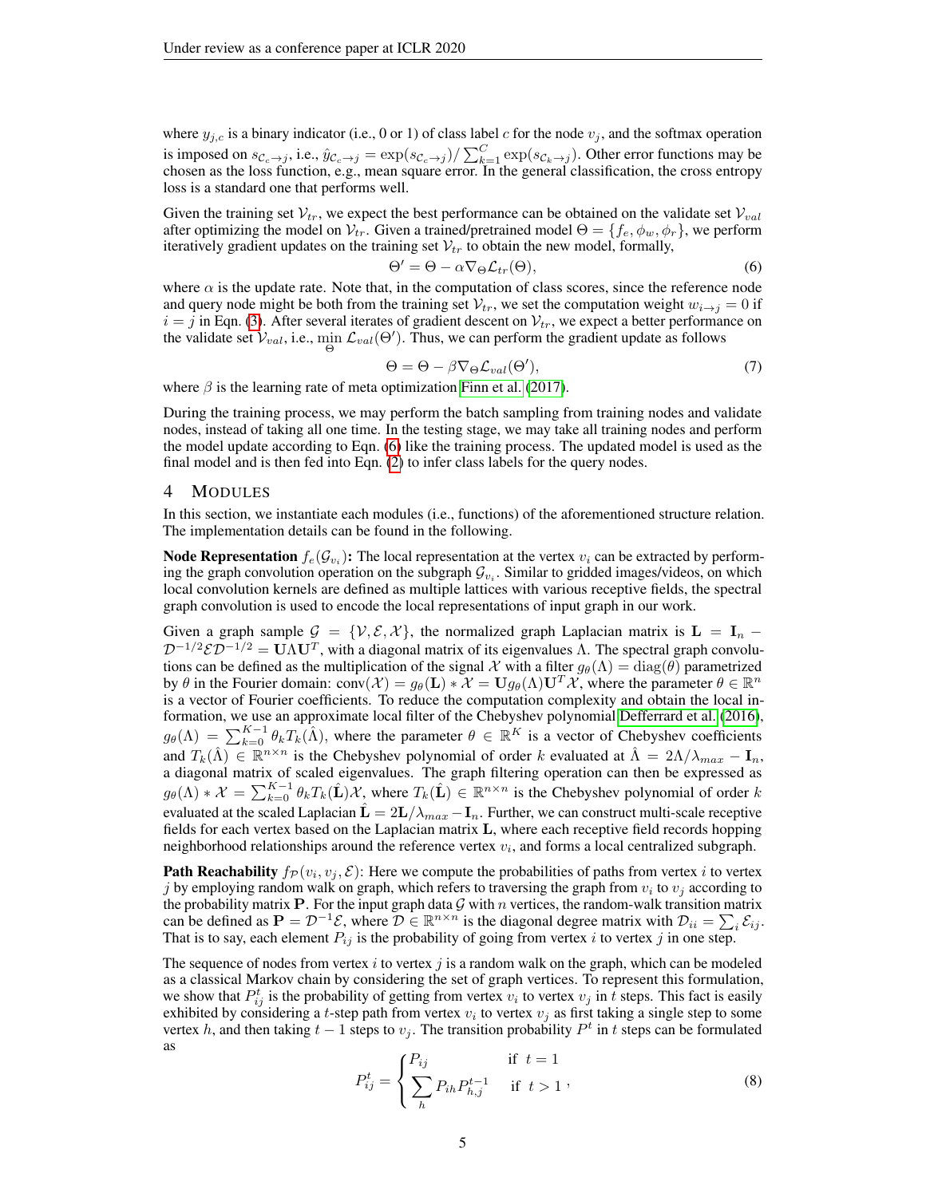where $y_{j,c}$ is a binary indicator (i.e., 0 or 1) of class label $c$ for the node $v_j$, and the softmax operation is imposed on $s_{\mathcal{C}_c \rightarrow j}$, i.e., $\hat{y}_{\mathcal{C}_c \rightarrow j} = \exp(s_{\mathcal{C}_c \rightarrow j}) / \sum_{k=1}^{C} \exp(s_{\mathcal{C}_k \rightarrow j})$. Other error functions may be chosen as the loss function, e.g., mean square error. In the general classification, the cross entropy loss is a standard one that performs well.

Given the training set $\mathcal{V}_{tr}$, we expect the best performance can be obtained on the validate set $\mathcal{V}_{val}$ after optimizing the model on $\mathcal{V}_{tr}$. Given a trained/pretrained model $\Theta = \{f_e, \phi_w, \phi_r\}$, we perform iteratively gradient updates on the training set $\mathcal{V}_{tr}$ to obtain the new model, formally,

$$\Theta' = \Theta - \alpha \nabla_\Theta \mathcal{L}_{tr}(\Theta), \tag{6}$$

where $\alpha$ is the update rate. Note that, in the computation of class scores, since the reference node and query node might be both from the training set $\mathcal{V}_{tr}$, we set the computation weight $w_{i \rightarrow j} = 0$ if $i = j$ in Eqn. (3). After several iterates of gradient descent on $\mathcal{V}_{tr}$, we expect a better performance on the validate set $\mathcal{V}_{val}$, i.e., $\min_{\Theta} \mathcal{L}_{val}(\Theta')$. Thus, we can perform the gradient update as follows

$$\Theta = \Theta - \beta \nabla_\Theta \mathcal{L}_{val}(\Theta'), \tag{7}$$

where $\beta$ is the learning rate of meta optimization Finn et al. (2017).

During the training process, we may perform the batch sampling from training nodes and validate nodes, instead of taking all one time. In the testing stage, we may take all training nodes and perform the model update according to Eqn. (6) like the training process. The updated model is used as the final model and is then fed into Eqn. (2) to infer class labels for the query nodes.

# 4 Modules

In this section, we instantiate each modules (i.e., functions) of the aforementioned structure relation. The implementation details can be found in the following.

**Node Representation $f_e(\mathcal{G}_{v_i})$:** The local representation at the vertex $v_i$ can be extracted by performing the graph convolution operation on the subgraph $\mathcal{G}_{v_i}$. Similar to gridded images/videos, on which local convolution kernels are defined as multiple lattices with various receptive fields, the spectral graph convolution is used to encode the local representations of input graph in our work.

Given a graph sample $\mathcal{G} = \{\mathcal{V}, \mathcal{E}, \mathcal{X}\}$, the normalized graph Laplacian matrix is $\mathbf{L} = \mathbf{I}_n - \mathcal{D}^{-1/2}\mathcal{E}\mathcal{D}^{-1/2} = \mathbf{U}\Lambda\mathbf{U}^T$, with a diagonal matrix of its eigenvalues $\Lambda$. The spectral graph convolutions can be defined as the multiplication of the signal $\mathcal{X}$ with a filter $g_\theta(\Lambda) = \mathrm{diag}(\theta)$ parametrized by $\theta$ in the Fourier domain: $\mathrm{conv}(\mathcal{X}) = g_\theta(\mathbf{L}) * \mathcal{X} = \mathbf{U} g_\theta(\Lambda)\mathbf{U}^T\mathcal{X}$, where the parameter $\theta \in \mathbb{R}^n$ is a vector of Fourier coefficients. To reduce the computation complexity and obtain the local information, we use an approximate local filter of the Chebyshev polynomial Defferrard et al. (2016), $g_\theta(\Lambda) = \sum_{k=0}^{K-1} \theta_k T_k(\hat{\Lambda})$, where the parameter $\theta \in \mathbb{R}^K$ is a vector of Chebyshev coefficients and $T_k(\hat{\Lambda}) \in \mathbb{R}^{n \times n}$ is the Chebyshev polynomial of order $k$ evaluated at $\hat{\Lambda} = 2\Lambda/\lambda_{max} - \mathbf{I}_n$, a diagonal matrix of scaled eigenvalues. The graph filtering operation can then be expressed as $g_\theta(\Lambda) * \mathcal{X} = \sum_{k=0}^{K-1} \theta_k T_k(\hat{\mathbf{L}})\mathcal{X}$, where $T_k(\hat{\mathbf{L}}) \in \mathbb{R}^{n \times n}$ is the Chebyshev polynomial of order $k$ evaluated at the scaled Laplacian $\hat{\mathbf{L}} = 2\mathbf{L}/\lambda_{max} - \mathbf{I}_n$. Further, we can construct multi-scale receptive fields for each vertex based on the Laplacian matrix $\mathbf{L}$, where each receptive field records hopping neighborhood relationships around the reference vertex $v_i$, and forms a local centralized subgraph.

**Path Reachability $f_{\mathcal{P}}(v_i, v_j, \mathcal{E})$:** Here we compute the probabilities of paths from vertex $i$ to vertex $j$ by employing random walk on graph, which refers to traversing the graph from $v_i$ to $v_j$ according to the probability matrix $\mathbf{P}$. For the input graph data $\mathcal{G}$ with $n$ vertices, the random-walk transition matrix can be defined as $\mathbf{P} = \mathcal{D}^{-1}\mathcal{E}$, where $\mathcal{D} \in \mathbb{R}^{n \times n}$ is the diagonal degree matrix with $\mathcal{D}_{ii} = \sum_i \mathcal{E}_{ij}$. That is to say, each element $P_{ij}$ is the probability of going from vertex $i$ to vertex $j$ in one step.

The sequence of nodes from vertex $i$ to vertex $j$ is a random walk on the graph, which can be modeled as a classical Markov chain by considering the set of graph vertices. To represent this formulation, we show that $P_{ij}^t$ is the probability of getting from vertex $v_i$ to vertex $v_j$ in $t$ steps. This fact is easily exhibited by considering a $t$-step path from vertex $v_i$ to vertex $v_j$ as first taking a single step to some vertex $h$, and then taking $t-1$ steps to $v_j$. The transition probability $P^t$ in $t$ steps can be formulated as

$$P_{ij}^t = \begin{cases} P_{ij} & \text{if } \ t = 1 \\ \displaystyle\sum_h P_{ih} P_{h,j}^{t-1} & \text{if } \ t > 1 \end{cases}, \tag{8}$$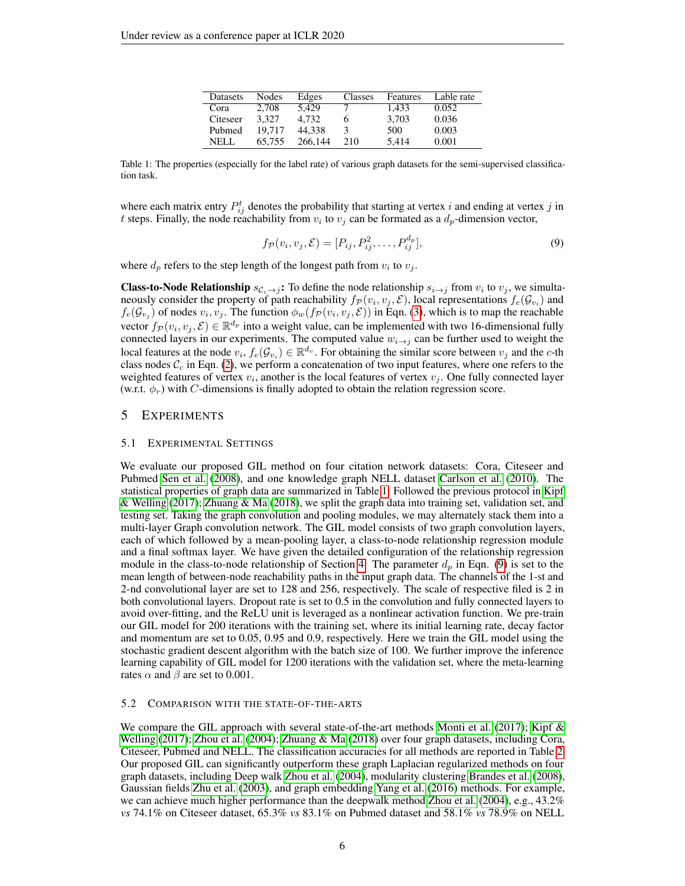| Datasets | Nodes | Edges | Classes | Features | Lable rate |
|---|---|---|---|---|---|
| Cora | 2,708 | 5,429 | 7 | 1,433 | 0.052 |
| Citeseer | 3,327 | 4,732 | 6 | 3,703 | 0.036 |
| Pubmed | 19,717 | 44,338 | 3 | 500 | 0.003 |
| NELL | 65,755 | 266,144 | 210 | 5,414 | 0.001 |

Table 1: The properties (especially for the label rate) of various graph datasets for the semi-supervised classification task.

where each matrix entry $P_{ij}^t$ denotes the probability that starting at vertex $i$ and ending at vertex $j$ in $t$ steps. Finally, the node reachability from $v_i$ to $v_j$ can be formated as a $d_p$-dimension vector,

$$f_{\mathcal{P}}(v_i, v_j, \mathcal{E}) = [P_{ij}, P_{ij}^2, \ldots, P_{ij}^{d_p}], \tag{9}$$

where $d_p$ refers to the step length of the longest path from $v_i$ to $v_j$.

**Class-to-Node Relationship** $s_{\mathcal{C}_c \to j}$**:** To define the node relationship $s_{i \to j}$ from $v_i$ to $v_j$, we simultaneously consider the property of path reachability $f_{\mathcal{P}}(v_i, v_j, \mathcal{E})$, local representations $f_e(\mathcal{G}_{v_i})$ and $f_e(\mathcal{G}_{v_j})$ of nodes $v_i, v_j$. The function $\phi_w(f_{\mathcal{P}}(v_i, v_j, \mathcal{E}))$ in Eqn. (3), which is to map the reachable vector $f_{\mathcal{P}}(v_i, v_j, \mathcal{E}) \in \mathbb{R}^{d_p}$ into a weight value, can be implemented with two 16-dimensional fully connected layers in our experiments. The computed value $w_{i \to j}$ can be further used to weight the local features at the node $v_i$, $f_e(\mathcal{G}_{v_i}) \in \mathbb{R}^{d_v}$. For obtaining the similar score between $v_j$ and the $c$-th class nodes $\mathcal{C}_c$ in Eqn. (2), we perform a concatenation of two input features, where one refers to the weighted features of vertex $v_i$, another is the local features of vertex $v_j$. One fully connected layer (w.r.t. $\phi_r$) with $C$-dimensions is finally adopted to obtain the relation regression score.

## 5 Experiments

### 5.1 Experimental Settings

We evaluate our proposed GIL method on four citation network datasets: Cora, Citeseer and Pubmed Sen et al. (2008), and one knowledge graph NELL dataset Carlson et al. (2010). The statistical properties of graph data are summarized in Table 1. Followed the previous protocol in Kipf & Welling (2017); Zhuang & Ma (2018), we split the graph data into training set, validation set, and testing set. Taking the graph convolution and pooling modules, we may alternately stack them into a multi-layer Graph convolution network. The GIL model consists of two graph convolution layers, each of which followed by a mean-pooling layer, a class-to-node relationship regression module and a final softmax layer. We have given the detailed configuration of the relationship regression module in the class-to-node relationship of Section 4. The parameter $d_p$ in Eqn. (9) is set to the mean length of between-node reachability paths in the input graph data. The channels of the 1-st and 2-nd convolutional layer are set to 128 and 256, respectively. The scale of respective filed is 2 in both convolutional layers. Dropout rate is set to 0.5 in the convolution and fully connected layers to avoid over-fitting, and the ReLU unit is leveraged as a nonlinear activation function. We pre-train our GIL model for 200 iterations with the training set, where its initial learning rate, decay factor and momentum are set to 0.05, 0.95 and 0.9, respectively. Here we train the GIL model using the stochastic gradient descent algorithm with the batch size of 100. We further improve the inference learning capability of GIL model for 1200 iterations with the validation set, where the meta-learning rates $\alpha$ and $\beta$ are set to 0.001.

### 5.2 Comparison with the state-of-the-arts

We compare the GIL approach with several state-of-the-art methods Monti et al. (2017); Kipf & Welling (2017); Zhou et al. (2004); Zhuang & Ma (2018) over four graph datasets, including Cora, Citeseer, Pubmed and NELL. The classification accuracies for all methods are reported in Table 2. Our proposed GIL can significantly outperform these graph Laplacian regularized methods on four graph datasets, including Deep walk Zhou et al. (2004), modularity clustering Brandes et al. (2008), Gaussian fields Zhu et al. (2003), and graph embedding Yang et al. (2016) methods. For example, we can achieve much higher performance than the deepwalk method Zhou et al. (2004), e.g., 43.2% *vs* 74.1% on Citeseer dataset, 65.3% *vs* 83.1% on Pubmed dataset and 58.1% *vs* 78.9% on NELL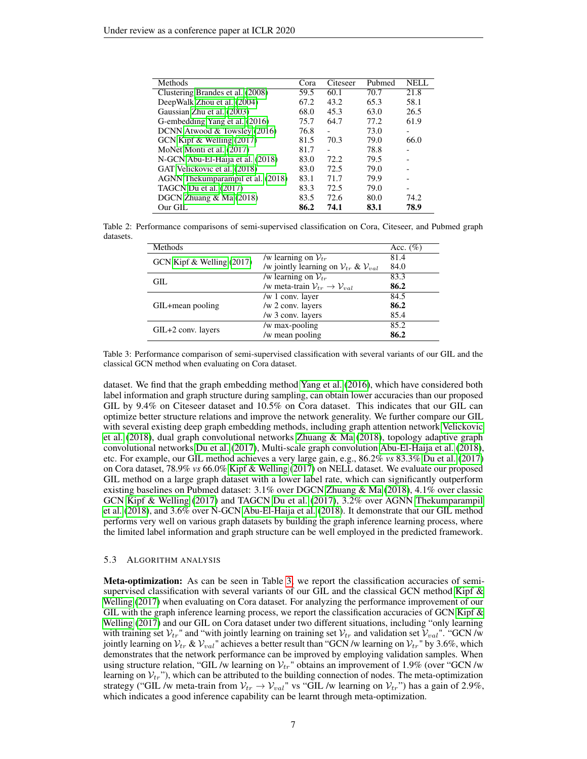| Methods | Cora | Citeseer | Pubmed | NELL |
|---|---|---|---|---|
| Clustering Brandes et al. (2008) | 59.5 | 60.1 | 70.7 | 21.8 |
| DeepWalk Zhou et al. (2004) | 67.2 | 43.2 | 65.3 | 58.1 |
| Gaussian Zhu et al. (2003) | 68.0 | 45.3 | 63.0 | 26.5 |
| G-embedding Yang et al. (2016) | 75.7 | 64.7 | 77.2 | 61.9 |
| DCNN Atwood & Towsley (2016) | 76.8 | - | 73.0 | - |
| GCN Kipf & Welling (2017) | 81.5 | 70.3 | 79.0 | 66.0 |
| MoNet Monti et al. (2017) | 81.7 | - | 78.8 | - |
| N-GCN Abu-El-Haija et al. (2018) | 83.0 | 72.2 | 79.5 | - |
| GAT Velickovic et al. (2018) | 83.0 | 72.5 | 79.0 | - |
| AGNN Thekumparampil et al. (2018) | 83.1 | 71.7 | 79.9 | - |
| TAGCN Du et al. (2017) | 83.3 | 72.5 | 79.0 | - |
| DGCN Zhuang & Ma (2018) | 83.5 | 72.6 | 80.0 | 74.2 |
| Our GIL | **86.2** | **74.1** | **83.1** | **78.9** |

Table 2: Performance comparisons of semi-supervised classification on Cora, Citeseer, and Pubmed graph datasets.

| Methods | | Acc. (%) |
|---|---|---|
| GCN Kipf & Welling (2017) | /w learning on $\mathcal{V}_{tr}$ | 81.4 |
| | /w jointly learning on $\mathcal{V}_{tr}$ & $\mathcal{V}_{val}$ | 84.0 |
| GIL | /w learning on $\mathcal{V}_{tr}$ | 83.3 |
| | /w meta-train $\mathcal{V}_{tr} \rightarrow \mathcal{V}_{val}$ | **86.2** |
| GIL+mean pooling | /w 1 conv. layer | 84.5 |
| | /w 2 conv. layers | **86.2** |
| | /w 3 conv. layers | 85.4 |
| GIL+2 conv. layers | /w max-pooling | 85.2 |
| | /w mean pooling | **86.2** |

Table 3: Performance comparison of semi-supervised classification with several variants of our GIL and the classical GCN method when evaluating on Cora dataset.

dataset. We find that the graph embedding method Yang et al. (2016), which have considered both label information and graph structure during sampling, can obtain lower accuracies than our proposed GIL by 9.4% on Citeseer dataset and 10.5% on Cora dataset. This indicates that our GIL can optimize better structure relations and improve the network generality. We further compare our GIL with several existing deep graph embedding methods, including graph attention network Velickovic et al. (2018), dual graph convolutional networks Zhuang & Ma (2018), topology adaptive graph convolutional networks Du et al. (2017), Multi-scale graph convolution Abu-El-Haija et al. (2018), etc. For example, our GIL method achieves a very large gain, e.g., 86.2% *vs* 83.3% Du et al. (2017) on Cora dataset, 78.9% *vs* 66.0% Kipf & Welling (2017) on NELL dataset. We evaluate our proposed GIL method on a large graph dataset with a lower label rate, which can significantly outperform existing baselines on Pubmed dataset: 3.1% over DGCN Zhuang & Ma (2018), 4.1% over classic GCN Kipf & Welling (2017) and TAGCN Du et al. (2017), 3.2% over AGNN Thekumparampil et al. (2018), and 3.6% over N-GCN Abu-El-Haija et al. (2018). It demonstrate that our GIL method performs very well on various graph datasets by building the graph inference learning process, where the limited label information and graph structure can be well employed in the predicted framework.

### 5.3 Algorithm Analysis

**Meta-optimization:** As can be seen in Table 3, we report the classification accuracies of semi-supervised classification with several variants of our GIL and the classical GCN method Kipf & Welling (2017) when evaluating on Cora dataset. For analyzing the performance improvement of our GIL with the graph inference learning process, we report the classification accuracies of GCN Kipf & Welling (2017) and our GIL on Cora dataset under two different situations, including "only learning with training set $\mathcal{V}_{tr}$" and "with jointly learning on training set $\mathcal{V}_{tr}$ and validation set $\mathcal{V}_{val}$". "GCN /w jointly learning on $\mathcal{V}_{tr}$ & $\mathcal{V}_{val}$" achieves a better result than "GCN /w learning on $\mathcal{V}_{tr}$" by 3.6%, which demonstrates that the network performance can be improved by employing validation samples. When using structure relation, "GIL /w learning on $\mathcal{V}_{tr}$" obtains an improvement of 1.9% (over "GCN /w learning on $\mathcal{V}_{tr}$"), which can be attributed to the building connection of nodes. The meta-optimization strategy ("GIL /w meta-train from $\mathcal{V}_{tr} \rightarrow \mathcal{V}_{val}$" vs "GIL /w learning on $\mathcal{V}_{tr}$") has a gain of 2.9%, which indicates a good inference capability can be learnt through meta-optimization.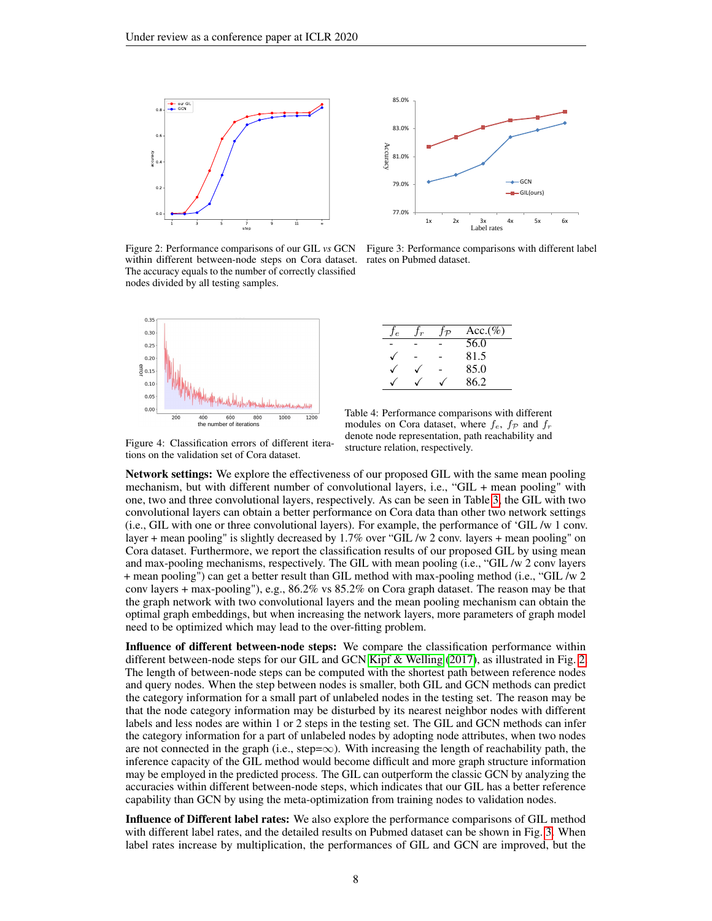Figure 2: Performance comparisons of our GIL *vs* GCN within different between-node steps on Cora dataset. The accuracy equals to the number of correctly classified nodes divided by all testing samples.

Figure 3: Performance comparisons with different label rates on Pubmed dataset.

Figure 4: Classification errors of different iterations on the validation set of Cora dataset.

| $f_e$ | $f_r$ | $f_{\mathcal{P}}$ | Acc.(%) |
|---|---|---|---|
| - | - | - | 56.0 |
| ✓ | - | - | 81.5 |
| ✓ | ✓ | - | 85.0 |
| ✓ | ✓ | ✓ | 86.2 |

Table 4: Performance comparisons with different modules on Cora dataset, where $f_e$, $f_{\mathcal{P}}$ and $f_r$ denote node representation, path reachability and structure relation, respectively.

**Network settings:** We explore the effectiveness of our proposed GIL with the same mean pooling mechanism, but with different number of convolutional layers, i.e., "GIL + mean pooling" with one, two and three convolutional layers, respectively. As can be seen in Table 3, the GIL with two convolutional layers can obtain a better performance on Cora data than other two network settings (i.e., GIL with one or three convolutional layers). For example, the performance of 'GIL /w 1 conv. layer + mean pooling" is slightly decreased by 1.7% over "GIL /w 2 conv. layers + mean pooling" on Cora dataset. Furthermore, we report the classification results of our proposed GIL by using mean and max-pooling mechanisms, respectively. The GIL with mean pooling (i.e., "GIL /w 2 conv layers + mean pooling") can get a better result than GIL method with max-pooling method (i.e., "GIL /w 2 conv layers + max-pooling"), e.g., 86.2% vs 85.2% on Cora graph dataset. The reason may be that the graph network with two convolutional layers and the mean pooling mechanism can obtain the optimal graph embeddings, but when increasing the network layers, more parameters of graph model need to be optimized which may lead to the over-fitting problem.

**Influence of different between-node steps:** We compare the classification performance within different between-node steps for our GIL and GCN Kipf & Welling (2017), as illustrated in Fig. 2. The length of between-node steps can be computed with the shortest path between reference nodes and query nodes. When the step between nodes is smaller, both GIL and GCN methods can predict the category information for a small part of unlabeled nodes in the testing set. The reason may be that the node category information may be disturbed by its nearest neighbor nodes with different labels and less nodes are within 1 or 2 steps in the testing set. The GIL and GCN methods can infer the category information for a part of unlabeled nodes by adopting node attributes, when two nodes are not connected in the graph (i.e., step=$\infty$). With increasing the length of reachability path, the inference capacity of the GIL method would become difficult and more graph structure information may be employed in the predicted process. The GIL can outperform the classic GCN by analyzing the accuracies within different between-node steps, which indicates that our GIL has a better reference capability than GCN by using the meta-optimization from training nodes to validation nodes.

**Influence of Different label rates:** We also explore the performance comparisons of GIL method with different label rates, and the detailed results on Pubmed dataset can be shown in Fig. 3. When label rates increase by multiplication, the performances of GIL and GCN are improved, but the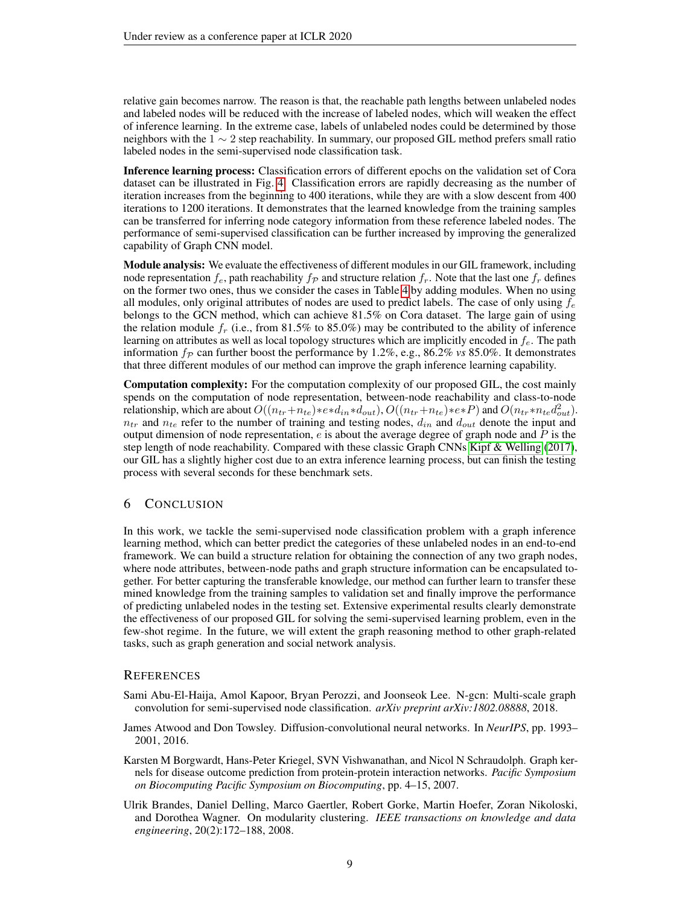relative gain becomes narrow. The reason is that, the reachable path lengths between unlabeled nodes and labeled nodes will be reduced with the increase of labeled nodes, which will weaken the effect of inference learning. In the extreme case, labels of unlabeled nodes could be determined by those neighbors with the $1 \sim 2$ step reachability. In summary, our proposed GIL method prefers small ratio labeled nodes in the semi-supervised node classification task.

**Inference learning process:** Classification errors of different epochs on the validation set of Cora dataset can be illustrated in Fig. 4. Classification errors are rapidly decreasing as the number of iteration increases from the beginning to 400 iterations, while they are with a slow descent from 400 iterations to 1200 iterations. It demonstrates that the learned knowledge from the training samples can be transferred for inferring node category information from these reference labeled nodes. The performance of semi-supervised classification can be further increased by improving the generalized capability of Graph CNN model.

**Module analysis:** We evaluate the effectiveness of different modules in our GIL framework, including node representation $f_e$, path reachability $f_{\mathcal{P}}$ and structure relation $f_r$. Note that the last one $f_r$ defines on the former two ones, thus we consider the cases in Table 4 by adding modules. When no using all modules, only original attributes of nodes are used to predict labels. The case of only using $f_e$ belongs to the GCN method, which can achieve 81.5% on Cora dataset. The large gain of using the relation module $f_r$ (i.e., from 81.5% to 85.0%) may be contributed to the ability of inference learning on attributes as well as local topology structures which are implicitly encoded in $f_e$. The path information $f_{\mathcal{P}}$ can further boost the performance by 1.2%, e.g., 86.2% *vs* 85.0%. It demonstrates that three different modules of our method can improve the graph inference learning capability.

**Computation complexity:** For the computation complexity of our proposed GIL, the cost mainly spends on the computation of node representation, between-node reachability and class-to-node relationship, which are about $O((n_{tr}+n_{te})*e*d_{in}*d_{out})$, $O((n_{tr}+n_{te})*e*P)$ and $O(n_{tr}*n_{te}d_{out}^2)$. $n_{tr}$ and $n_{te}$ refer to the number of training and testing nodes, $d_{in}$ and $d_{out}$ denote the input and output dimension of node representation, $e$ is about the average degree of graph node and $P$ is the step length of node reachability. Compared with these classic Graph CNNs Kipf & Welling (2017), our GIL has a slightly higher cost due to an extra inference learning process, but can finish the testing process with several seconds for these benchmark sets.

## 6 Conclusion

In this work, we tackle the semi-supervised node classification problem with a graph inference learning method, which can better predict the categories of these unlabeled nodes in an end-to-end framework. We can build a structure relation for obtaining the connection of any two graph nodes, where node attributes, between-node paths and graph structure information can be encapsulated together. For better capturing the transferable knowledge, our method can further learn to transfer these mined knowledge from the training samples to validation set and finally improve the performance of predicting unlabeled nodes in the testing set. Extensive experimental results clearly demonstrate the effectiveness of our proposed GIL for solving the semi-supervised learning problem, even in the few-shot regime. In the future, we will extent the graph reasoning method to other graph-related tasks, such as graph generation and social network analysis.

## References

Sami Abu-El-Haija, Amol Kapoor, Bryan Perozzi, and Joonseok Lee. N-gcn: Multi-scale graph convolution for semi-supervised node classification. *arXiv preprint arXiv:1802.08888*, 2018.

James Atwood and Don Towsley. Diffusion-convolutional neural networks. In *NeurIPS*, pp. 1993–2001, 2016.

Karsten M Borgwardt, Hans-Peter Kriegel, SVN Vishwanathan, and Nicol N Schraudolph. Graph kernels for disease outcome prediction from protein-protein interaction networks. *Pacific Symposium on Biocomputing Pacific Symposium on Biocomputing*, pp. 4–15, 2007.

Ulrik Brandes, Daniel Delling, Marco Gaertler, Robert Gorke, Martin Hoefer, Zoran Nikoloski, and Dorothea Wagner. On modularity clustering. *IEEE transactions on knowledge and data engineering*, 20(2):172–188, 2008.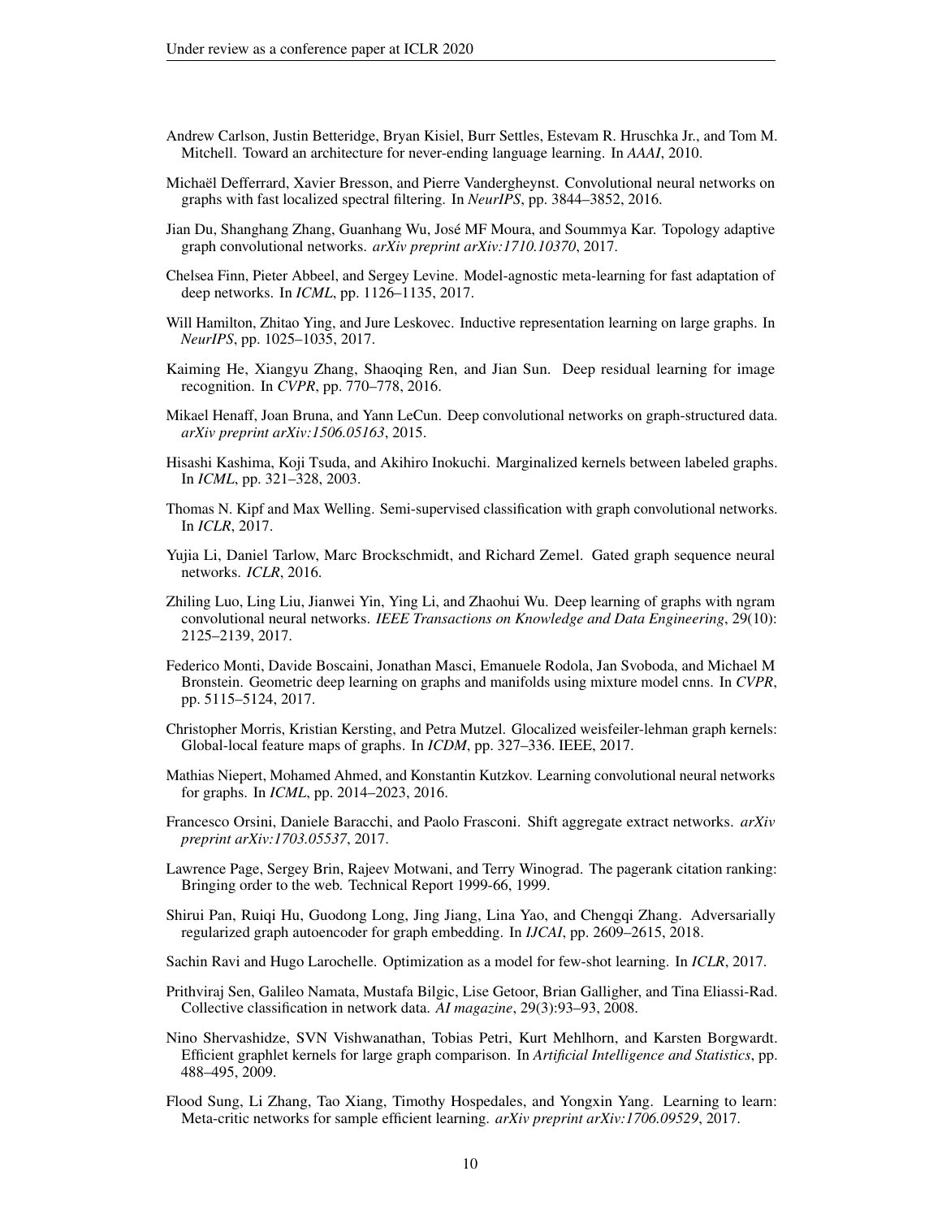Andrew Carlson, Justin Betteridge, Bryan Kisiel, Burr Settles, Estevam R. Hruschka Jr., and Tom M. Mitchell. Toward an architecture for never-ending language learning. In *AAAI*, 2010.

Michaël Defferrard, Xavier Bresson, and Pierre Vandergheynst. Convolutional neural networks on graphs with fast localized spectral filtering. In *NeurIPS*, pp. 3844–3852, 2016.

Jian Du, Shanghang Zhang, Guanhang Wu, José MF Moura, and Soummya Kar. Topology adaptive graph convolutional networks. *arXiv preprint arXiv:1710.10370*, 2017.

Chelsea Finn, Pieter Abbeel, and Sergey Levine. Model-agnostic meta-learning for fast adaptation of deep networks. In *ICML*, pp. 1126–1135, 2017.

Will Hamilton, Zhitao Ying, and Jure Leskovec. Inductive representation learning on large graphs. In *NeurIPS*, pp. 1025–1035, 2017.

Kaiming He, Xiangyu Zhang, Shaoqing Ren, and Jian Sun. Deep residual learning for image recognition. In *CVPR*, pp. 770–778, 2016.

Mikael Henaff, Joan Bruna, and Yann LeCun. Deep convolutional networks on graph-structured data. *arXiv preprint arXiv:1506.05163*, 2015.

Hisashi Kashima, Koji Tsuda, and Akihiro Inokuchi. Marginalized kernels between labeled graphs. In *ICML*, pp. 321–328, 2003.

Thomas N. Kipf and Max Welling. Semi-supervised classification with graph convolutional networks. In *ICLR*, 2017.

Yujia Li, Daniel Tarlow, Marc Brockschmidt, and Richard Zemel. Gated graph sequence neural networks. *ICLR*, 2016.

Zhiling Luo, Ling Liu, Jianwei Yin, Ying Li, and Zhaohui Wu. Deep learning of graphs with ngram convolutional neural networks. *IEEE Transactions on Knowledge and Data Engineering*, 29(10): 2125–2139, 2017.

Federico Monti, Davide Boscaini, Jonathan Masci, Emanuele Rodola, Jan Svoboda, and Michael M Bronstein. Geometric deep learning on graphs and manifolds using mixture model cnns. In *CVPR*, pp. 5115–5124, 2017.

Christopher Morris, Kristian Kersting, and Petra Mutzel. Glocalized weisfeiler-lehman graph kernels: Global-local feature maps of graphs. In *ICDM*, pp. 327–336. IEEE, 2017.

Mathias Niepert, Mohamed Ahmed, and Konstantin Kutzkov. Learning convolutional neural networks for graphs. In *ICML*, pp. 2014–2023, 2016.

Francesco Orsini, Daniele Baracchi, and Paolo Frasconi. Shift aggregate extract networks. *arXiv preprint arXiv:1703.05537*, 2017.

Lawrence Page, Sergey Brin, Rajeev Motwani, and Terry Winograd. The pagerank citation ranking: Bringing order to the web. Technical Report 1999-66, 1999.

Shirui Pan, Ruiqi Hu, Guodong Long, Jing Jiang, Lina Yao, and Chengqi Zhang. Adversarially regularized graph autoencoder for graph embedding. In *IJCAI*, pp. 2609–2615, 2018.

Sachin Ravi and Hugo Larochelle. Optimization as a model for few-shot learning. In *ICLR*, 2017.

Prithviraj Sen, Galileo Namata, Mustafa Bilgic, Lise Getoor, Brian Galligher, and Tina Eliassi-Rad. Collective classification in network data. *AI magazine*, 29(3):93–93, 2008.

Nino Shervashidze, SVN Vishwanathan, Tobias Petri, Kurt Mehlhorn, and Karsten Borgwardt. Efficient graphlet kernels for large graph comparison. In *Artificial Intelligence and Statistics*, pp. 488–495, 2009.

Flood Sung, Li Zhang, Tao Xiang, Timothy Hospedales, and Yongxin Yang. Learning to learn: Meta-critic networks for sample efficient learning. *arXiv preprint arXiv:1706.09529*, 2017.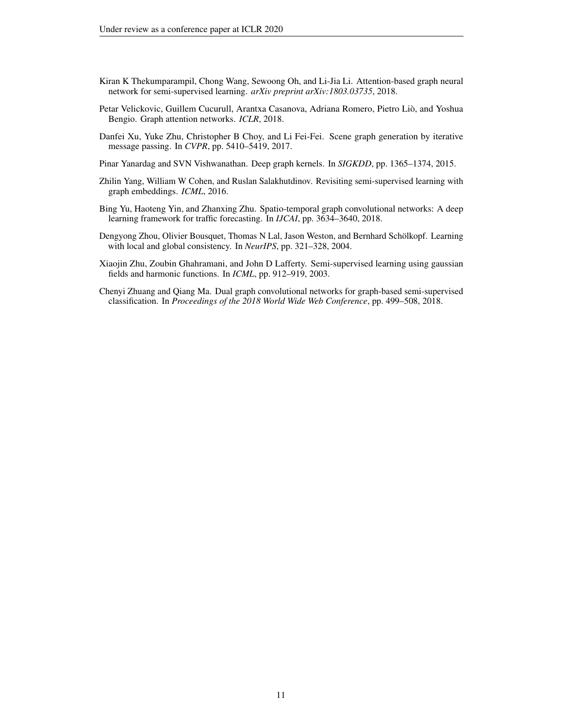Kiran K Thekumparampil, Chong Wang, Sewoong Oh, and Li-Jia Li. Attention-based graph neural network for semi-supervised learning. *arXiv preprint arXiv:1803.03735*, 2018.

Petar Velickovic, Guillem Cucurull, Arantxa Casanova, Adriana Romero, Pietro Liò, and Yoshua Bengio. Graph attention networks. *ICLR*, 2018.

Danfei Xu, Yuke Zhu, Christopher B Choy, and Li Fei-Fei. Scene graph generation by iterative message passing. In *CVPR*, pp. 5410–5419, 2017.

Pinar Yanardag and SVN Vishwanathan. Deep graph kernels. In *SIGKDD*, pp. 1365–1374, 2015.

Zhilin Yang, William W Cohen, and Ruslan Salakhutdinov. Revisiting semi-supervised learning with graph embeddings. *ICML*, 2016.

Bing Yu, Haoteng Yin, and Zhanxing Zhu. Spatio-temporal graph convolutional networks: A deep learning framework for traffic forecasting. In *IJCAI*, pp. 3634–3640, 2018.

Dengyong Zhou, Olivier Bousquet, Thomas N Lal, Jason Weston, and Bernhard Schölkopf. Learning with local and global consistency. In *NeurIPS*, pp. 321–328, 2004.

Xiaojin Zhu, Zoubin Ghahramani, and John D Lafferty. Semi-supervised learning using gaussian fields and harmonic functions. In *ICML*, pp. 912–919, 2003.

Chenyi Zhuang and Qiang Ma. Dual graph convolutional networks for graph-based semi-supervised classification. In *Proceedings of the 2018 World Wide Web Conference*, pp. 499–508, 2018.